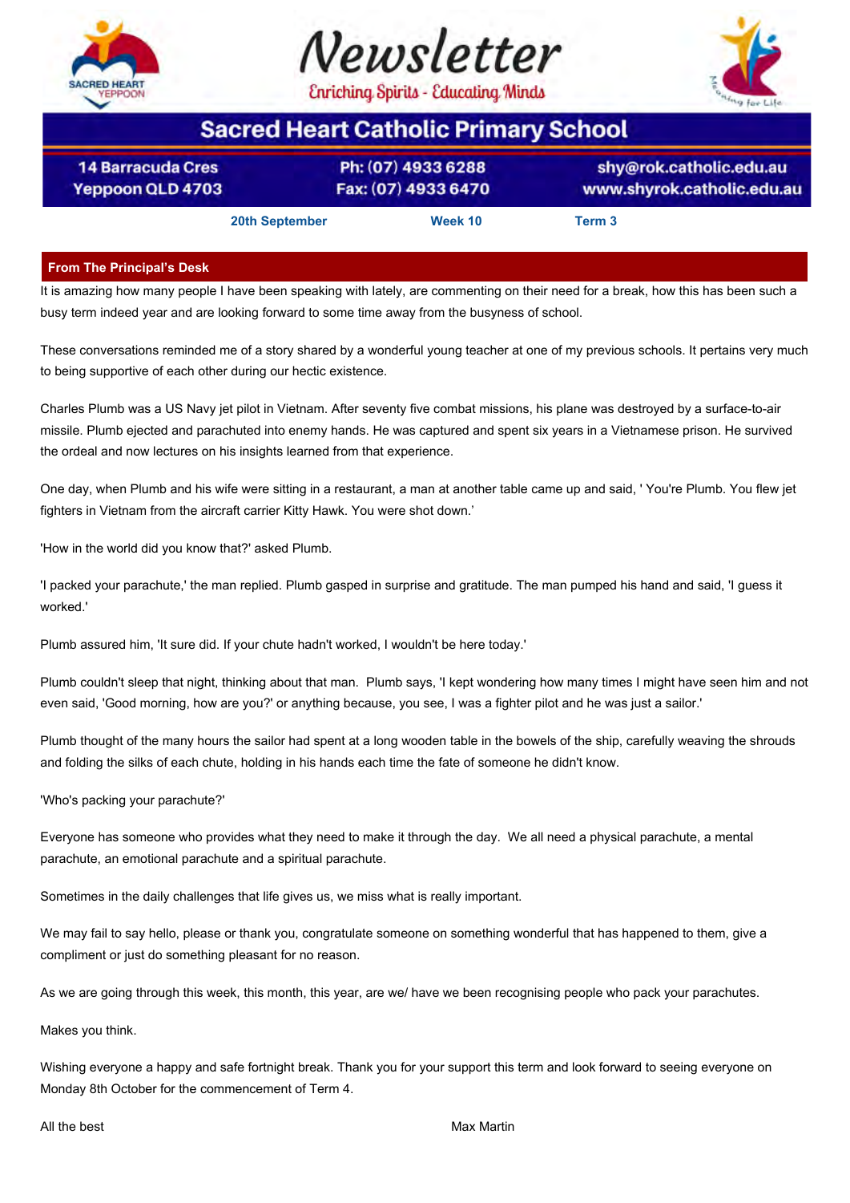# Newsletter

Enriching Spirits - Educating Minds

## Sacred Heart Catholic Primary School

14 Barracuda Cres
Yeppoon QLD 4703

Ph: (07) 4933 6288
Fax: (07) 4933 6470

shy@rok.catholic.edu.au
www.shyrok.catholic.edu.au

**20th September** **Week 10** **Term 3**

## From The Principal's Desk

It is amazing how many people I have been speaking with lately, are commenting on their need for a break, how this has been such a busy term indeed year and are looking forward to some time away from the busyness of school.

These conversations reminded me of a story shared by a wonderful young teacher at one of my previous schools. It pertains very much to being supportive of each other during our hectic existence.

Charles Plumb was a US Navy jet pilot in Vietnam. After seventy five combat missions, his plane was destroyed by a surface-to-air missile. Plumb ejected and parachuted into enemy hands. He was captured and spent six years in a Vietnamese prison. He survived the ordeal and now lectures on his insights learned from that experience.

One day, when Plumb and his wife were sitting in a restaurant, a man at another table came up and said, ' You're Plumb. You flew jet fighters in Vietnam from the aircraft carrier Kitty Hawk. You were shot down.'

'How in the world did you know that?' asked Plumb.

'I packed your parachute,' the man replied. Plumb gasped in surprise and gratitude. The man pumped his hand and said, 'I guess it worked.'

Plumb assured him, 'It sure did. If your chute hadn't worked, I wouldn't be here today.'

Plumb couldn't sleep that night, thinking about that man. Plumb says, 'I kept wondering how many times I might have seen him and not even said, 'Good morning, how are you?' or anything because, you see, I was a fighter pilot and he was just a sailor.'

Plumb thought of the many hours the sailor had spent at a long wooden table in the bowels of the ship, carefully weaving the shrouds and folding the silks of each chute, holding in his hands each time the fate of someone he didn't know.

'Who's packing your parachute?'

Everyone has someone who provides what they need to make it through the day. We all need a physical parachute, a mental parachute, an emotional parachute and a spiritual parachute.

Sometimes in the daily challenges that life gives us, we miss what is really important.

We may fail to say hello, please or thank you, congratulate someone on something wonderful that has happened to them, give a compliment or just do something pleasant for no reason.

As we are going through this week, this month, this year, are we/ have we been recognising people who pack your parachutes.

Makes you think.

Wishing everyone a happy and safe fortnight break. Thank you for your support this term and look forward to seeing everyone on Monday 8th October for the commencement of Term 4.

All the best

Max Martin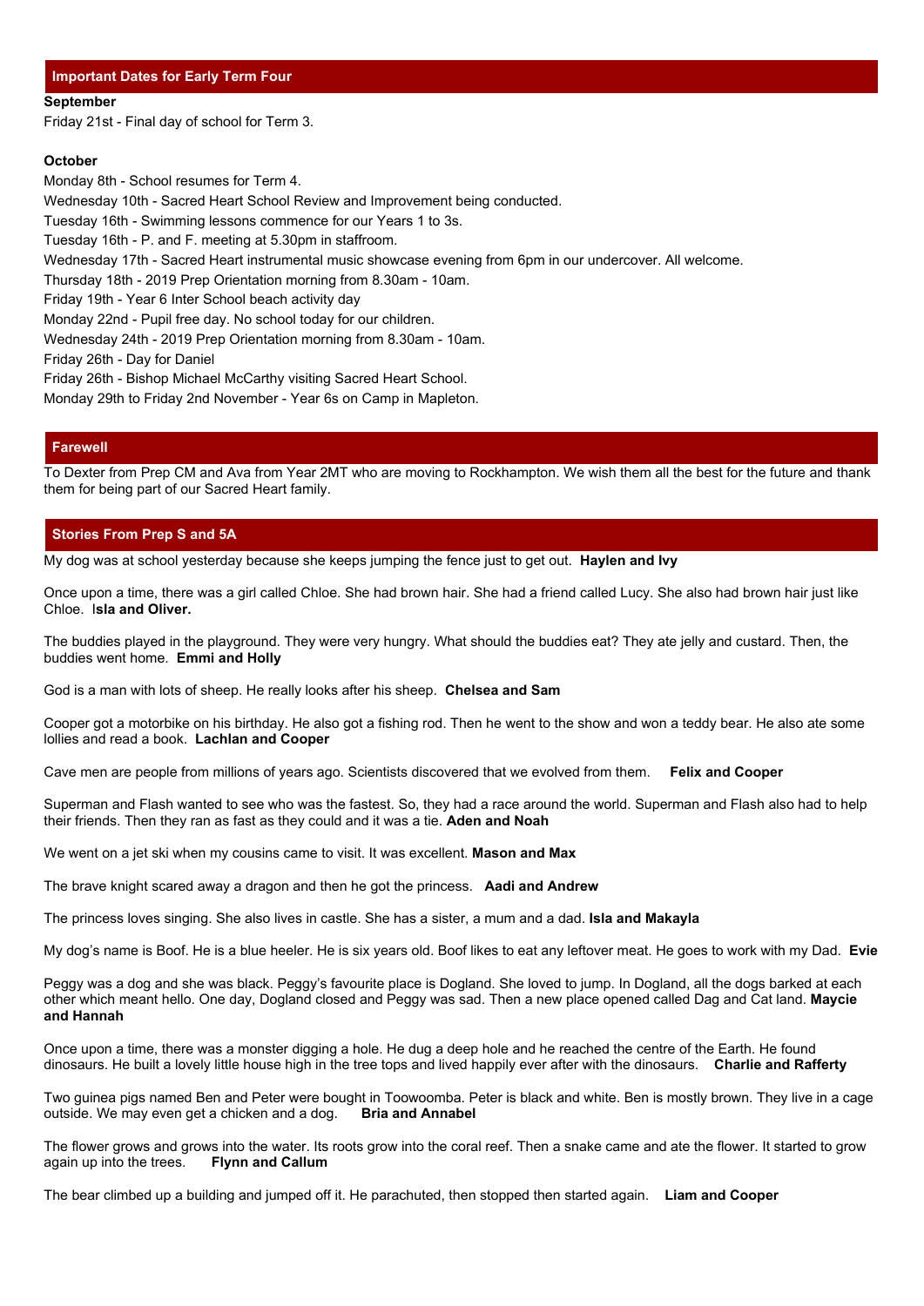## Important Dates for Early Term Four

**September**

Friday 21st - Final day of school for Term 3.

**October**

Monday 8th - School resumes for Term 4.
Wednesday 10th - Sacred Heart School Review and Improvement being conducted.
Tuesday 16th - Swimming lessons commence for our Years 1 to 3s.
Tuesday 16th - P. and F. meeting at 5.30pm in staffroom.
Wednesday 17th - Sacred Heart instrumental music showcase evening from 6pm in our undercover. All welcome.
Thursday 18th - 2019 Prep Orientation morning from 8.30am - 10am.
Friday 19th - Year 6 Inter School beach activity day
Monday 22nd - Pupil free day. No school today for our children.
Wednesday 24th - 2019 Prep Orientation morning from 8.30am - 10am.
Friday 26th - Day for Daniel
Friday 26th - Bishop Michael McCarthy visiting Sacred Heart School.
Monday 29th to Friday 2nd November - Year 6s on Camp in Mapleton.

## Farewell

To Dexter from Prep CM and Ava from Year 2MT who are moving to Rockhampton. We wish them all the best for the future and thank them for being part of our Sacred Heart family.

## Stories From Prep S and 5A

My dog was at school yesterday because she keeps jumping the fence just to get out. **Haylen and Ivy**

Once upon a time, there was a girl called Chloe. She had brown hair. She had a friend called Lucy. She also had brown hair just like Chloe. I**sla and Oliver.**

The buddies played in the playground. They were very hungry. What should the buddies eat? They ate jelly and custard. Then, the buddies went home. **Emmi and Holly**

God is a man with lots of sheep. He really looks after his sheep. **Chelsea and Sam**

Cooper got a motorbike on his birthday. He also got a fishing rod. Then he went to the show and won a teddy bear. He also ate some lollies and read a book. **Lachlan and Cooper**

Cave men are people from millions of years ago. Scientists discovered that we evolved from them. **Felix and Cooper**

Superman and Flash wanted to see who was the fastest. So, they had a race around the world. Superman and Flash also had to help their friends. Then they ran as fast as they could and it was a tie. **Aden and Noah**

We went on a jet ski when my cousins came to visit. It was excellent. **Mason and Max**

The brave knight scared away a dragon and then he got the princess. **Aadi and Andrew**

The princess loves singing. She also lives in castle. She has a sister, a mum and a dad. **Isla and Makayla**

My dog's name is Boof. He is a blue heeler. He is six years old. Boof likes to eat any leftover meat. He goes to work with my Dad. **Evie**

Peggy was a dog and she was black. Peggy's favourite place is Dogland. She loved to jump. In Dogland, all the dogs barked at each other which meant hello. One day, Dogland closed and Peggy was sad. Then a new place opened called Dag and Cat land. **Maycie and Hannah**

Once upon a time, there was a monster digging a hole. He dug a deep hole and he reached the centre of the Earth. He found dinosaurs. He built a lovely little house high in the tree tops and lived happily ever after with the dinosaurs. **Charlie and Rafferty**

Two guinea pigs named Ben and Peter were bought in Toowoomba. Peter is black and white. Ben is mostly brown. They live in a cage outside. We may even get a chicken and a dog. **Bria and Annabel**

The flower grows and grows into the water. Its roots grow into the coral reef. Then a snake came and ate the flower. It started to grow again up into the trees. **Flynn and Callum**

The bear climbed up a building and jumped off it. He parachuted, then stopped then started again. **Liam and Cooper**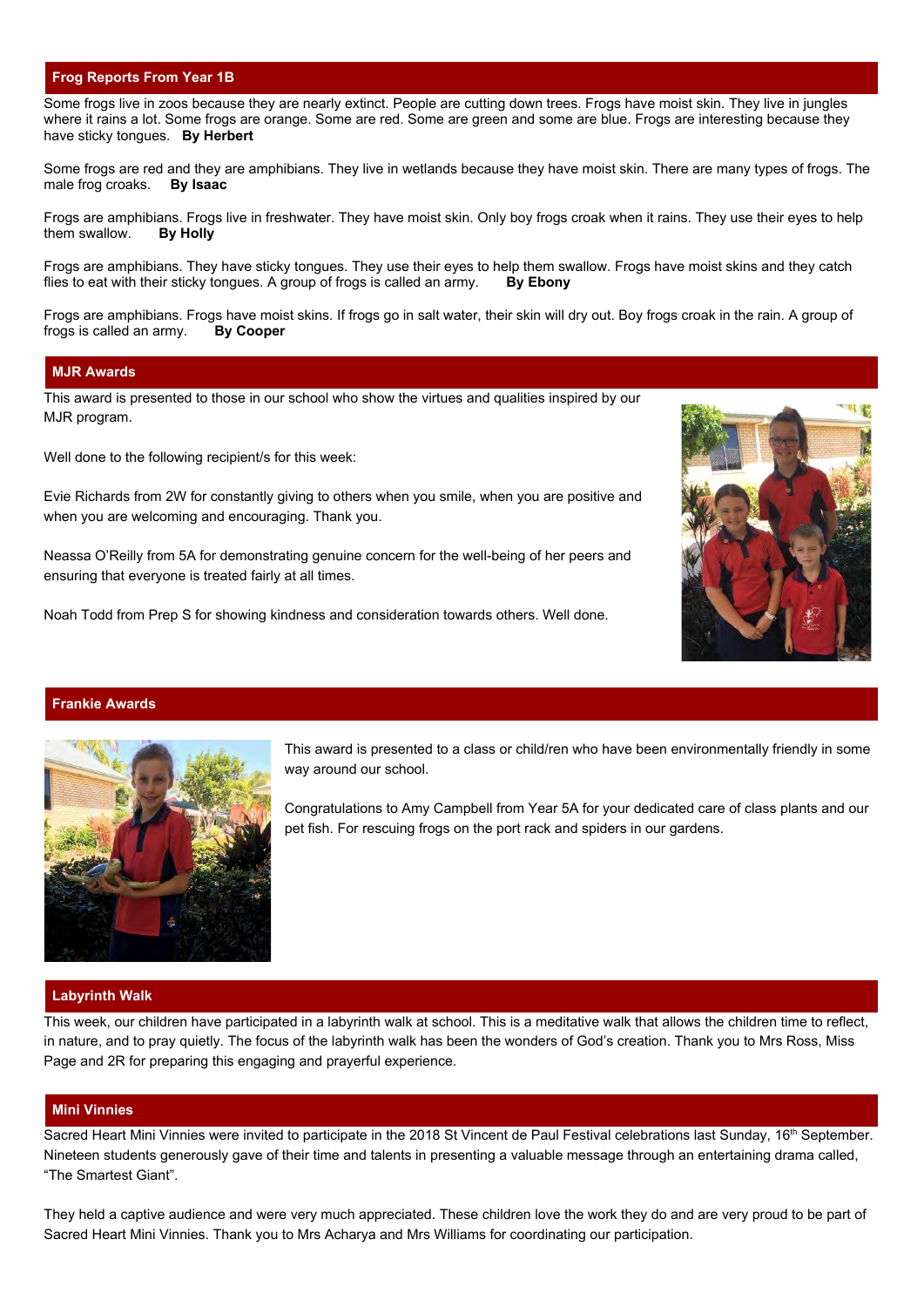## Frog Reports From Year 1B

Some frogs live in zoos because they are nearly extinct. People are cutting down trees. Frogs have moist skin. They live in jungles where it rains a lot. Some frogs are orange. Some are red. Some are green and some are blue. Frogs are interesting because they have sticky tongues. **By Herbert**

Some frogs are red and they are amphibians. They live in wetlands because they have moist skin. There are many types of frogs. The male frog croaks. **By Isaac**

Frogs are amphibians. Frogs live in freshwater. They have moist skin. Only boy frogs croak when it rains. They use their eyes to help them swallow. **By Holly**

Frogs are amphibians. They have sticky tongues. They use their eyes to help them swallow. Frogs have moist skins and they catch flies to eat with their sticky tongues. A group of frogs is called an army. **By Ebony**

Frogs are amphibians. Frogs have moist skins. If frogs go in salt water, their skin will dry out. Boy frogs croak in the rain. A group of frogs is called an army. **By Cooper**

## MJR Awards

This award is presented to those in our school who show the virtues and qualities inspired by our MJR program.

Well done to the following recipient/s for this week:

Evie Richards from 2W for constantly giving to others when you smile, when you are positive and when you are welcoming and encouraging. Thank you.

Neassa O'Reilly from 5A for demonstrating genuine concern for the well-being of her peers and ensuring that everyone is treated fairly at all times.

Noah Todd from Prep S for showing kindness and consideration towards others. Well done.

## Frankie Awards

This award is presented to a class or child/ren who have been environmentally friendly in some way around our school.

Congratulations to Amy Campbell from Year 5A for your dedicated care of class plants and our pet fish. For rescuing frogs on the port rack and spiders in our gardens.

## Labyrinth Walk

This week, our children have participated in a labyrinth walk at school. This is a meditative walk that allows the children time to reflect, in nature, and to pray quietly. The focus of the labyrinth walk has been the wonders of God's creation. Thank you to Mrs Ross, Miss Page and 2R for preparing this engaging and prayerful experience.

## Mini Vinnies

Sacred Heart Mini Vinnies were invited to participate in the 2018 St Vincent de Paul Festival celebrations last Sunday, 16th September. Nineteen students generously gave of their time and talents in presenting a valuable message through an entertaining drama called, "The Smartest Giant".

They held a captive audience and were very much appreciated. These children love the work they do and are very proud to be part of Sacred Heart Mini Vinnies. Thank you to Mrs Acharya and Mrs Williams for coordinating our participation.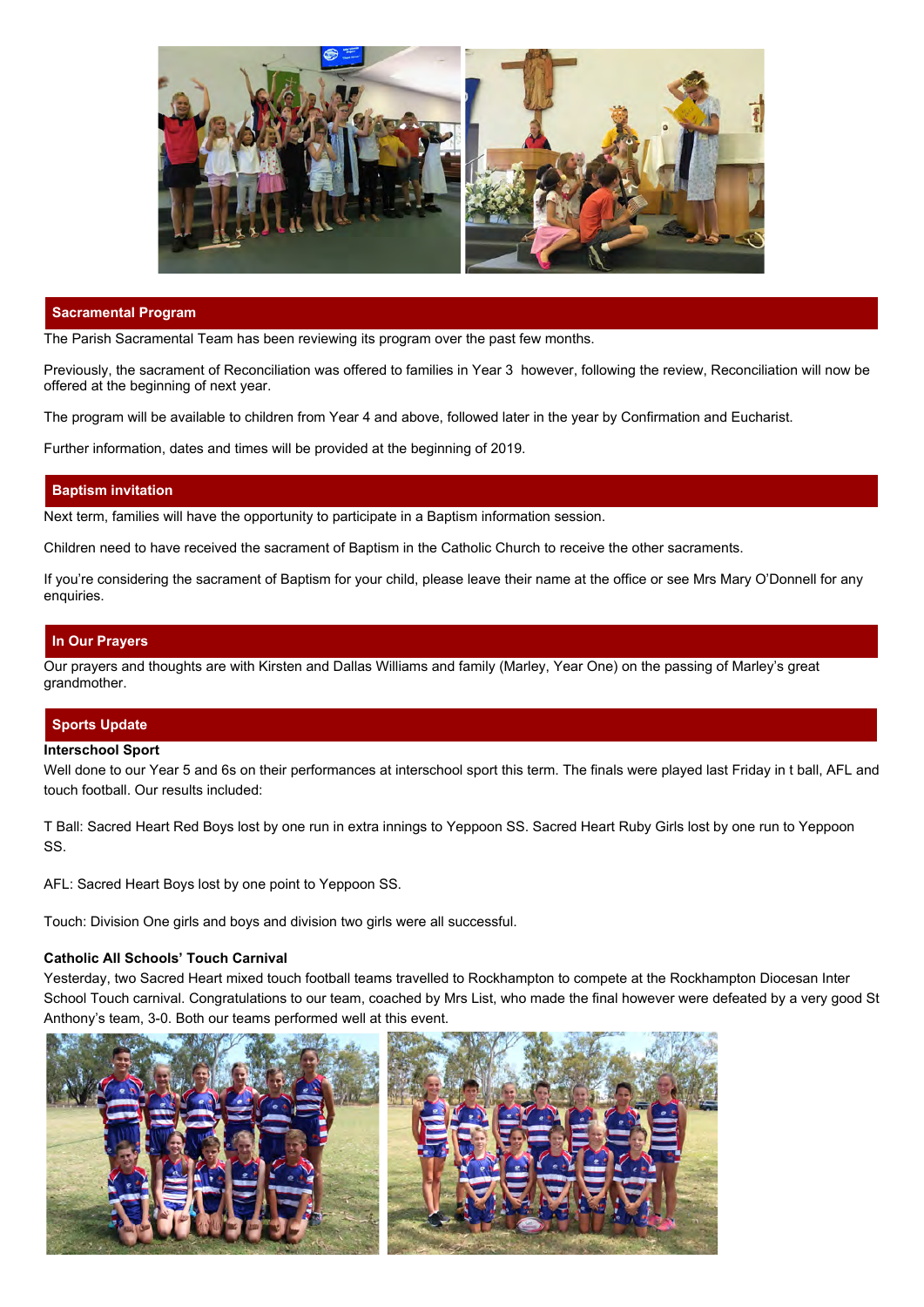## Sacramental Program

The Parish Sacramental Team has been reviewing its program over the past few months.

Previously, the sacrament of Reconciliation was offered to families in Year 3 however, following the review, Reconciliation will now be offered at the beginning of next year.

The program will be available to children from Year 4 and above, followed later in the year by Confirmation and Eucharist.

Further information, dates and times will be provided at the beginning of 2019.

## Baptism invitation

Next term, families will have the opportunity to participate in a Baptism information session.

Children need to have received the sacrament of Baptism in the Catholic Church to receive the other sacraments.

If you're considering the sacrament of Baptism for your child, please leave their name at the office or see Mrs Mary O'Donnell for any enquiries.

## In Our Prayers

Our prayers and thoughts are with Kirsten and Dallas Williams and family (Marley, Year One) on the passing of Marley's great grandmother.

## Sports Update

**Interschool Sport**

Well done to our Year 5 and 6s on their performances at interschool sport this term. The finals were played last Friday in t ball, AFL and touch football. Our results included:

T Ball: Sacred Heart Red Boys lost by one run in extra innings to Yeppoon SS. Sacred Heart Ruby Girls lost by one run to Yeppoon SS.

AFL: Sacred Heart Boys lost by one point to Yeppoon SS.

Touch: Division One girls and boys and division two girls were all successful.

**Catholic All Schools' Touch Carnival**

Yesterday, two Sacred Heart mixed touch football teams travelled to Rockhampton to compete at the Rockhampton Diocesan Inter School Touch carnival. Congratulations to our team, coached by Mrs List, who made the final however were defeated by a very good St Anthony's team, 3-0. Both our teams performed well at this event.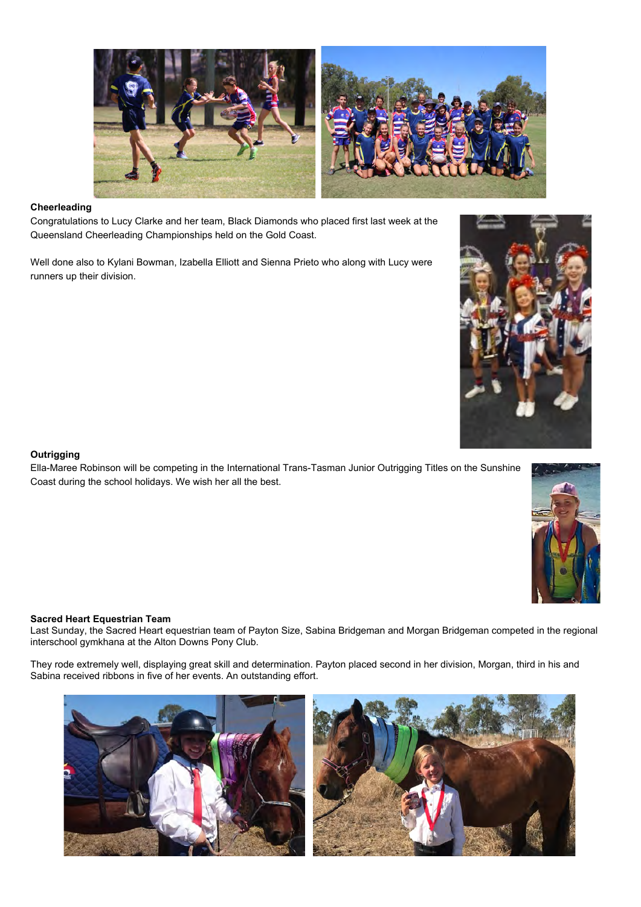**Cheerleading**

Congratulations to Lucy Clarke and her team, Black Diamonds who placed first last week at the Queensland Cheerleading Championships held on the Gold Coast.

Well done also to Kylani Bowman, Izabella Elliott and Sienna Prieto who along with Lucy were runners up their division.

**Outrigging**

Ella-Maree Robinson will be competing in the International Trans-Tasman Junior Outrigging Titles on the Sunshine Coast during the school holidays. We wish her all the best.

**Sacred Heart Equestrian Team**

Last Sunday, the Sacred Heart equestrian team of Payton Size, Sabina Bridgeman and Morgan Bridgeman competed in the regional interschool gymkhana at the Alton Downs Pony Club.

They rode extremely well, displaying great skill and determination. Payton placed second in her division, Morgan, third in his and Sabina received ribbons in five of her events. An outstanding effort.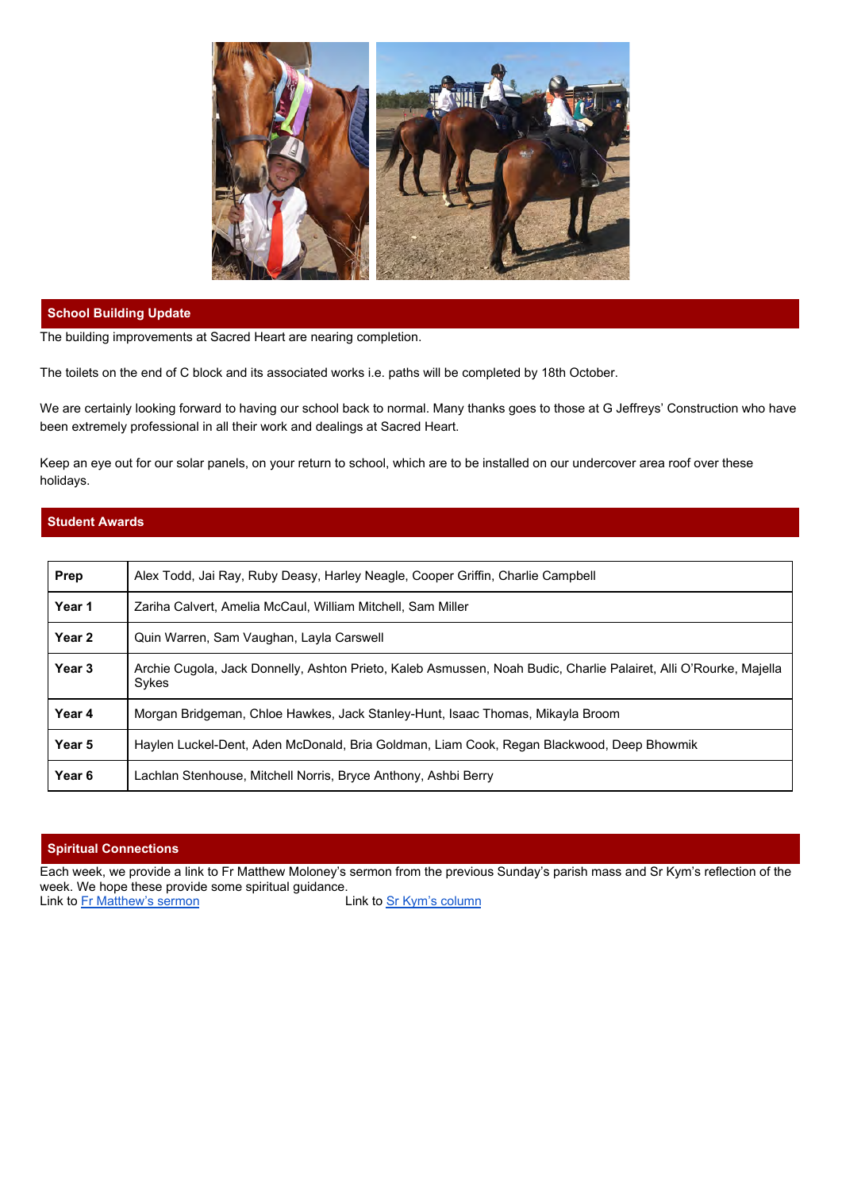## School Building Update

The building improvements at Sacred Heart are nearing completion.

The toilets on the end of C block and its associated works i.e. paths will be completed by 18th October.

We are certainly looking forward to having our school back to normal. Many thanks goes to those at G Jeffreys' Construction who have been extremely professional in all their work and dealings at Sacred Heart.

Keep an eye out for our solar panels, on your return to school, which are to be installed on our undercover area roof over these holidays.

## Student Awards

| | |
|---|---|
| **Prep** | Alex Todd, Jai Ray, Ruby Deasy, Harley Neagle, Cooper Griffin, Charlie Campbell |
| **Year 1** | Zariha Calvert, Amelia McCaul, William Mitchell, Sam Miller |
| **Year 2** | Quin Warren, Sam Vaughan, Layla Carswell |
| **Year 3** | Archie Cugola, Jack Donnelly, Ashton Prieto, Kaleb Asmussen, Noah Budic, Charlie Palairet, Alli O'Rourke, Majella Sykes |
| **Year 4** | Morgan Bridgeman, Chloe Hawkes, Jack Stanley-Hunt, Isaac Thomas, Mikayla Broom |
| **Year 5** | Haylen Luckel-Dent, Aden McDonald, Bria Goldman, Liam Cook, Regan Blackwood, Deep Bhowmik |
| **Year 6** | Lachlan Stenhouse, Mitchell Norris, Bryce Anthony, Ashbi Berry |

## Spiritual Connections

Each week, we provide a link to Fr Matthew Moloney's sermon from the previous Sunday's parish mass and Sr Kym's reflection of the week. We hope these provide some spiritual guidance.

Link to Fr Matthew's sermon

Link to Sr Kym's column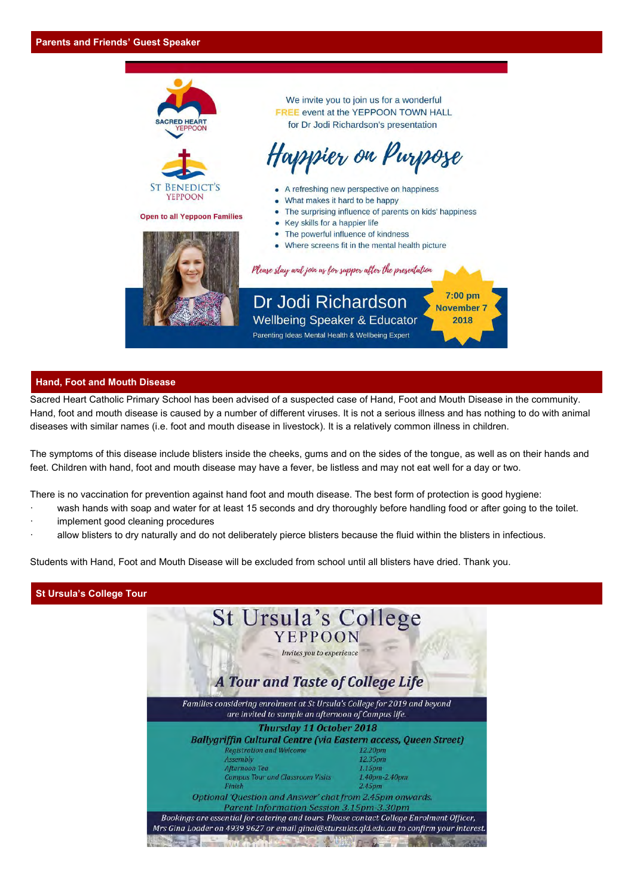## Parents and Friends' Guest Speaker

We invite you to join us for a wonderful FREE event at the YEPPOON TOWN HALL for Dr Jodi Richardson's presentation

SACRED HEART YEPPOON

ST BENEDICT'S YEPPOON

**Open to all Yeppoon Families**

*Happier on Purpose*

- A refreshing new perspective on happiness
- What makes it hard to be happy
- The surprising influence of parents on kids' happiness
- Key skills for a happier life
- The powerful influence of kindness
- Where screens fit in the mental health picture

*Please stay and join us for supper after the presentation*

**Dr Jodi Richardson**
Wellbeing Speaker & Educator
Parenting Ideas Mental Health & Wellbeing Expert

**7:00 pm November 7 2018**

## Hand, Foot and Mouth Disease

Sacred Heart Catholic Primary School has been advised of a suspected case of Hand, Foot and Mouth Disease in the community. Hand, foot and mouth disease is caused by a number of different viruses. It is not a serious illness and has nothing to do with animal diseases with similar names (i.e. foot and mouth disease in livestock). It is a relatively common illness in children.

The symptoms of this disease include blisters inside the cheeks, gums and on the sides of the tongue, as well as on their hands and feet. Children with hand, foot and mouth disease may have a fever, be listless and may not eat well for a day or two.

There is no vaccination for prevention against hand foot and mouth disease. The best form of protection is good hygiene:

- wash hands with soap and water for at least 15 seconds and dry thoroughly before handling food or after going to the toilet.
- implement good cleaning procedures
- allow blisters to dry naturally and do not deliberately pierce blisters because the fluid within the blisters in infectious.

Students with Hand, Foot and Mouth Disease will be excluded from school until all blisters have dried. Thank you.

## St Ursula's College Tour

St Ursula's College YEPPOON

*Invites you to experience*

***A Tour and Taste of College Life***

*Families considering enrolment at St Ursula's College for 2019 and beyond are invited to sample an afternoon of Campus life.*

***Thursday 11 October 2018***

***Ballygriffin Cultural Centre (via Eastern access, Queen Street)***

| | |
|---|---|
| *Registration and Welcome* | *12.20pm* |
| *Assembly* | *12.35pm* |
| *Afternoon Tea* | *1.15pm* |
| *Campus Tour and Classroom Visits* | *1.40pm-2.40pm* |
| *Finish* | *2.45pm* |

*Optional 'Question and Answer' chat from 2.45pm onwards.*

*Parent Information Session 3.15pm-3.30pm*

*Bookings are essential for catering and tours. Please contact College Enrolment Officer, Mrs Gina Loader on 4939 9627 or email ginal@stursulas.qld.edu.au to confirm your interest.*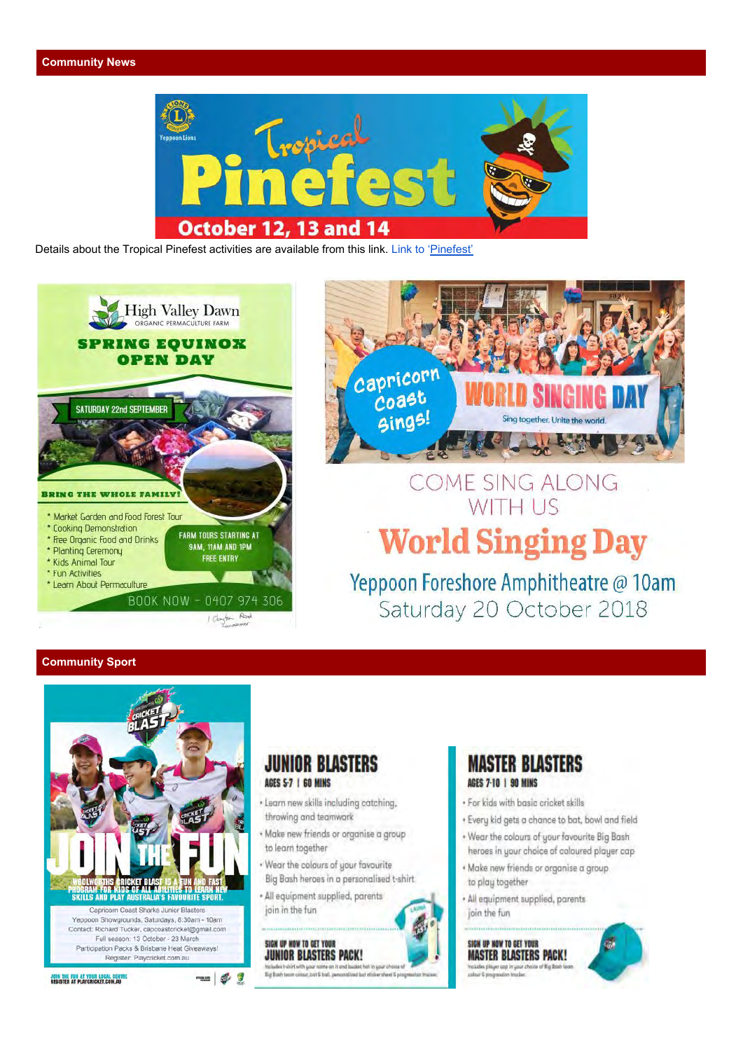## Community News

**Yeppoon Lions**

# Tropical Pinefest

**October 12, 13 and 14**

Details about the Tropical Pinefest activities are available from this link. Link to 'Pinefest'

**High Valley Dawn**
ORGANIC PERMACULTURE FARM

**SPRING EQUINOX OPEN DAY**

SATURDAY 22nd SEPTEMBER

BRING THE WHOLE FAMILY!

* Market Garden and Food Forest Tour
* Cooking Demonstration
* Free Organic Food and Drinks
* Planting Ceremony
* Kids Animal Tour
* Fun Activities
* Learn About Permaculture

FARM TOURS STARTING AT 9AM, 11AM AND 1PM
FREE ENTRY

BOOK NOW - 0407 974 306

**Capricorn Coast Sings!**

**WORLD SINGING DAY**
Sing together. Unite the world.

COME SING ALONG WITH US

**World Singing Day**

Yeppoon Foreshore Amphitheatre @ 10am
Saturday 20 October 2018

## Community Sport

**CRICKET BLAST**

**JOIN THE FUN**

WOOLWORTHS CRICKET BLAST IS A FUN AND FAST PROGRAM FOR KIDS OF ALL ABILITIES TO LEARN NEW SKILLS AND PLAY AUSTRALIA'S FAVOURITE SPORT.

Capricorn Coast Sharks Junior Blasters
Yeppoon Showgrounds, Saturdays, 8:30am - 10am
Contact: Richard Tucker, capcoastcricket@gmail.com
Full season: 13 October - 23 March
Participation Packs & Brisbane Heat Giveaways!
Register: Playcricket.com.au

JOIN THE FUN AT YOUR LOCAL CENTRE
REGISTER AT PLAYCRICKET.COM.AU

### JUNIOR BLASTERS
**AGES 5-7 | 60 MINS**

- Learn new skills including catching, throwing and teamwork
- Make new friends or organise a group to learn together
- Wear the colours of your favourite Big Bash heroes in a personalised t-shirt
- All equipment supplied, parents join in the fun

**SIGN UP NOW TO GET YOUR JUNIOR BLASTERS PACK!**
Includes t-shirt with your name on it and bucket hat in your choice of Big Bash team colour, bat & ball, personalised bat sticker sheet & progression tracker.

### MASTER BLASTERS
**AGES 7-10 | 90 MINS**

- For kids with basic cricket skills
- Every kid gets a chance to bat, bowl and field
- Wear the colours of your favourite Big Bash heroes in your choice of coloured player cap
- Make new friends or organise a group to play together
- All equipment supplied, parents join the fun

**SIGN UP NOW TO GET YOUR MASTER BLASTERS PACK!**
Includes player cap in your choice of Big Bash team colour & progression tracker.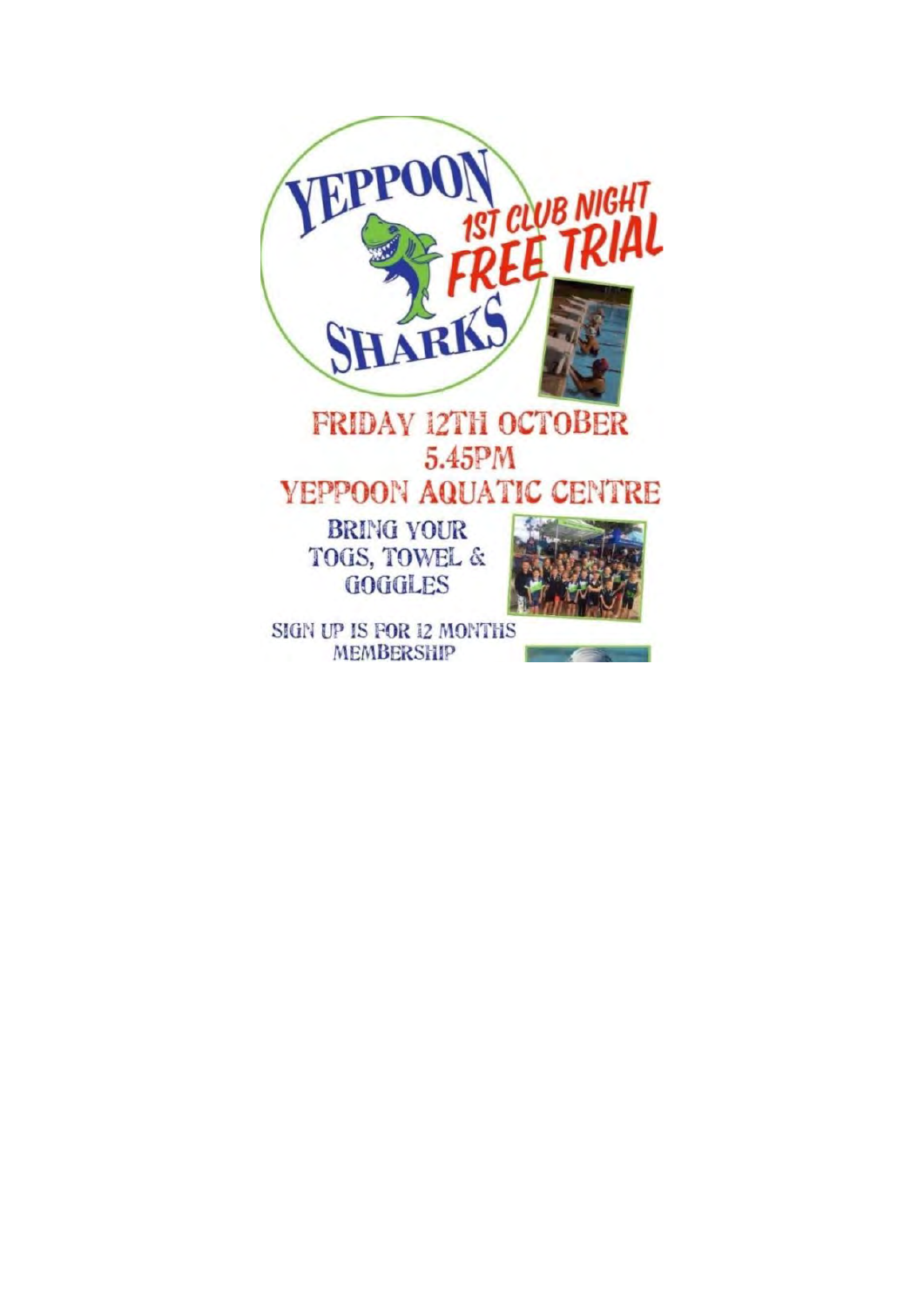YEPPOON SHARKS

1ST CLUB NIGHT
FREE TRIAL

FRIDAY 12TH OCTOBER
5.45PM
YEPPOON AQUATIC CENTRE

BRING YOUR TOGS, TOWEL & GOGGLES

SIGN UP IS FOR 12 MONTHS MEMBERSHIP